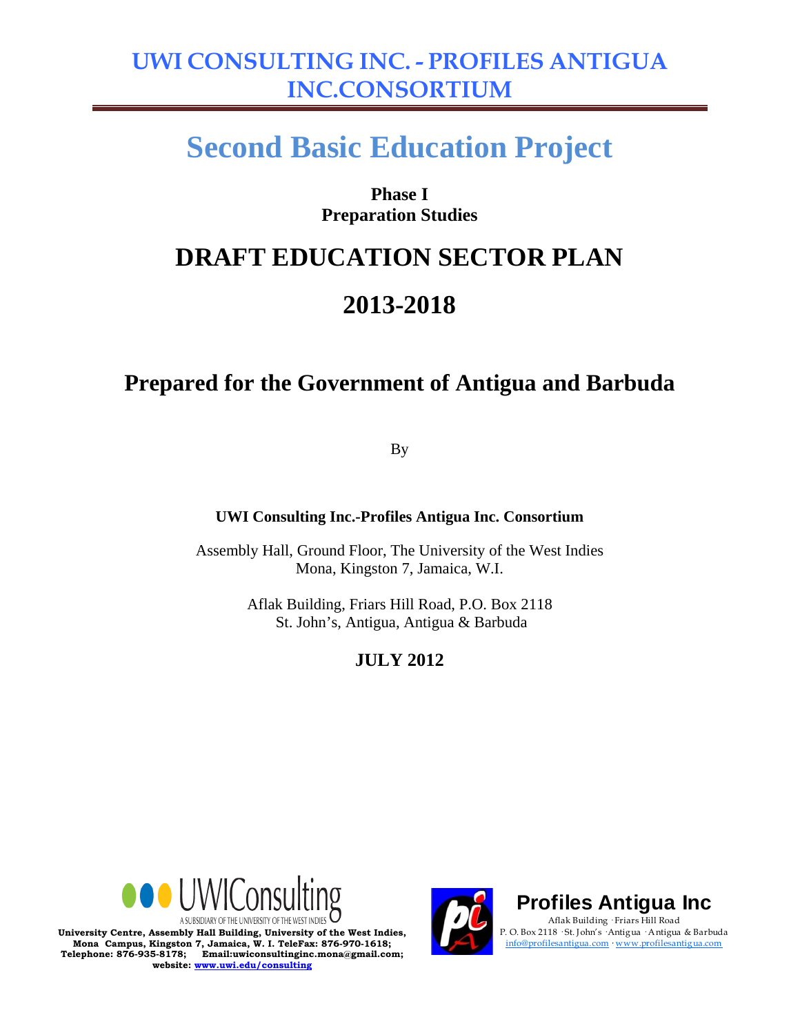# UWI CONSULTING INC. - PROFILES ANTIGUA INC.CONSORTIUM

# Second Basic Education Project

**Phase I**
**Preparation Studies**

## DRAFT EDUCATION SECTOR PLAN

## 2013-2018

## Prepared for the Government of Antigua and Barbuda

By

**UWI Consulting Inc.-Profiles Antigua Inc. Consortium**

Assembly Hall, Ground Floor, The University of the West Indies
Mona, Kingston 7, Jamaica, W.I.

Aflak Building, Friars Hill Road, P.O. Box 2118
St. John's, Antigua, Antigua & Barbuda

**JULY 2012**

UWIConsulting
A SUBSIDIARY OF THE UNIVERSITY OF THE WEST INDIES

**University Centre, Assembly Hall Building, University of the West Indies, Mona Campus, Kingston 7, Jamaica, W. I. TeleFax: 876-970-1618; Telephone: 876-935-8178; Email:uwiconsultinginc.mona@gmail.com; website: www.uwi.edu/consulting**

**Profiles Antigua Inc**
Aflak Building · Friars Hill Road
P. O. Box 2118 · St. John's · Antigua · Antigua & Barbuda
info@profilesantigua.com · www.profilesantigua.com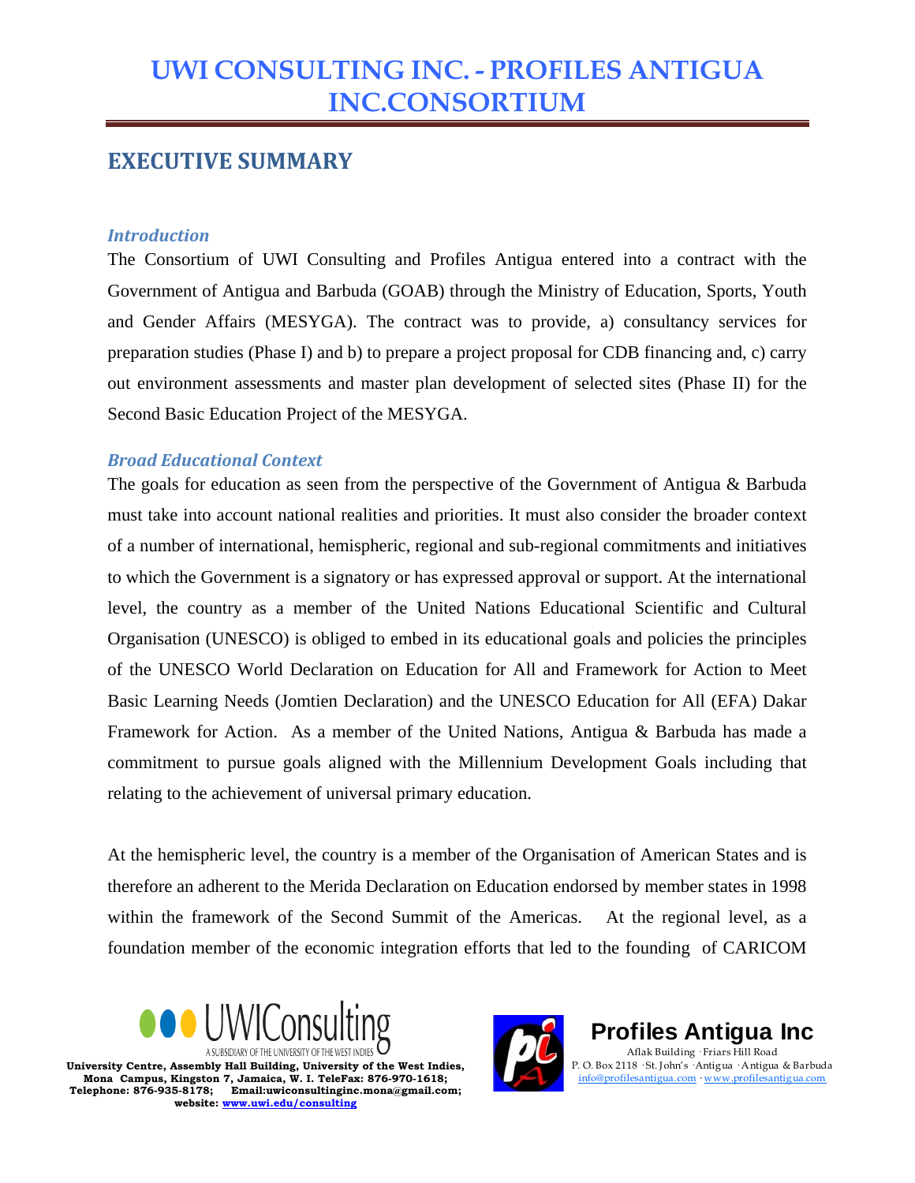# UWI CONSULTING INC. - PROFILES ANTIGUA INC.CONSORTIUM

## EXECUTIVE SUMMARY

### *Introduction*

The Consortium of UWI Consulting and Profiles Antigua entered into a contract with the Government of Antigua and Barbuda (GOAB) through the Ministry of Education, Sports, Youth and Gender Affairs (MESYGA). The contract was to provide, a) consultancy services for preparation studies (Phase I) and b) to prepare a project proposal for CDB financing and, c) carry out environment assessments and master plan development of selected sites (Phase II) for the Second Basic Education Project of the MESYGA.

### *Broad Educational Context*

The goals for education as seen from the perspective of the Government of Antigua & Barbuda must take into account national realities and priorities. It must also consider the broader context of a number of international, hemispheric, regional and sub-regional commitments and initiatives to which the Government is a signatory or has expressed approval or support. At the international level, the country as a member of the United Nations Educational Scientific and Cultural Organisation (UNESCO) is obliged to embed in its educational goals and policies the principles of the UNESCO World Declaration on Education for All and Framework for Action to Meet Basic Learning Needs (Jomtien Declaration) and the UNESCO Education for All (EFA) Dakar Framework for Action. As a member of the United Nations, Antigua & Barbuda has made a commitment to pursue goals aligned with the Millennium Development Goals including that relating to the achievement of universal primary education.

At the hemispheric level, the country is a member of the Organisation of American States and is therefore an adherent to the Merida Declaration on Education endorsed by member states in 1998 within the framework of the Second Summit of the Americas. At the regional level, as a foundation member of the economic integration efforts that led to the founding of CARICOM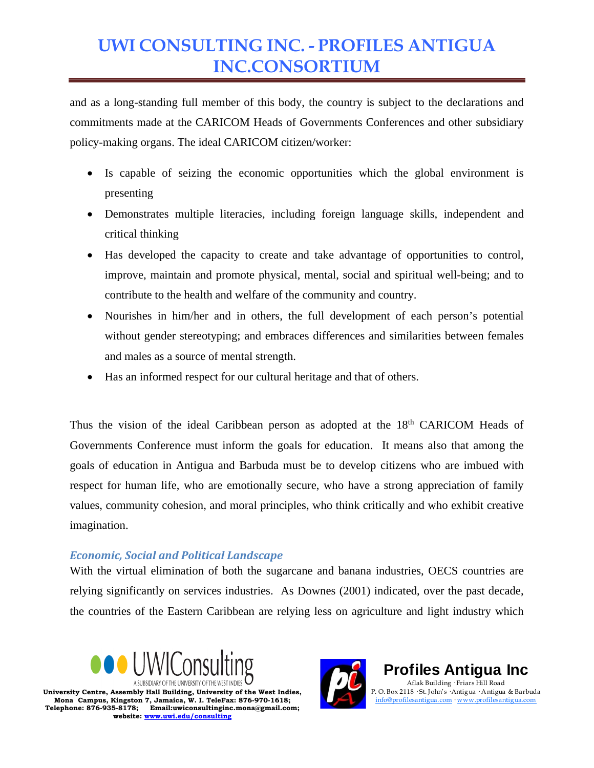and as a long-standing full member of this body, the country is subject to the declarations and commitments made at the CARICOM Heads of Governments Conferences and other subsidiary policy-making organs. The ideal CARICOM citizen/worker:

- Is capable of seizing the economic opportunities which the global environment is presenting
- Demonstrates multiple literacies, including foreign language skills, independent and critical thinking
- Has developed the capacity to create and take advantage of opportunities to control, improve, maintain and promote physical, mental, social and spiritual well-being; and to contribute to the health and welfare of the community and country.
- Nourishes in him/her and in others, the full development of each person's potential without gender stereotyping; and embraces differences and similarities between females and males as a source of mental strength.
- Has an informed respect for our cultural heritage and that of others.

Thus the vision of the ideal Caribbean person as adopted at the 18th CARICOM Heads of Governments Conference must inform the goals for education. It means also that among the goals of education in Antigua and Barbuda must be to develop citizens who are imbued with respect for human life, who are emotionally secure, who have a strong appreciation of family values, community cohesion, and moral principles, who think critically and who exhibit creative imagination.

### *Economic, Social and Political Landscape*

With the virtual elimination of both the sugarcane and banana industries, OECS countries are relying significantly on services industries. As Downes (2001) indicated, over the past decade, the countries of the Eastern Caribbean are relying less on agriculture and light industry which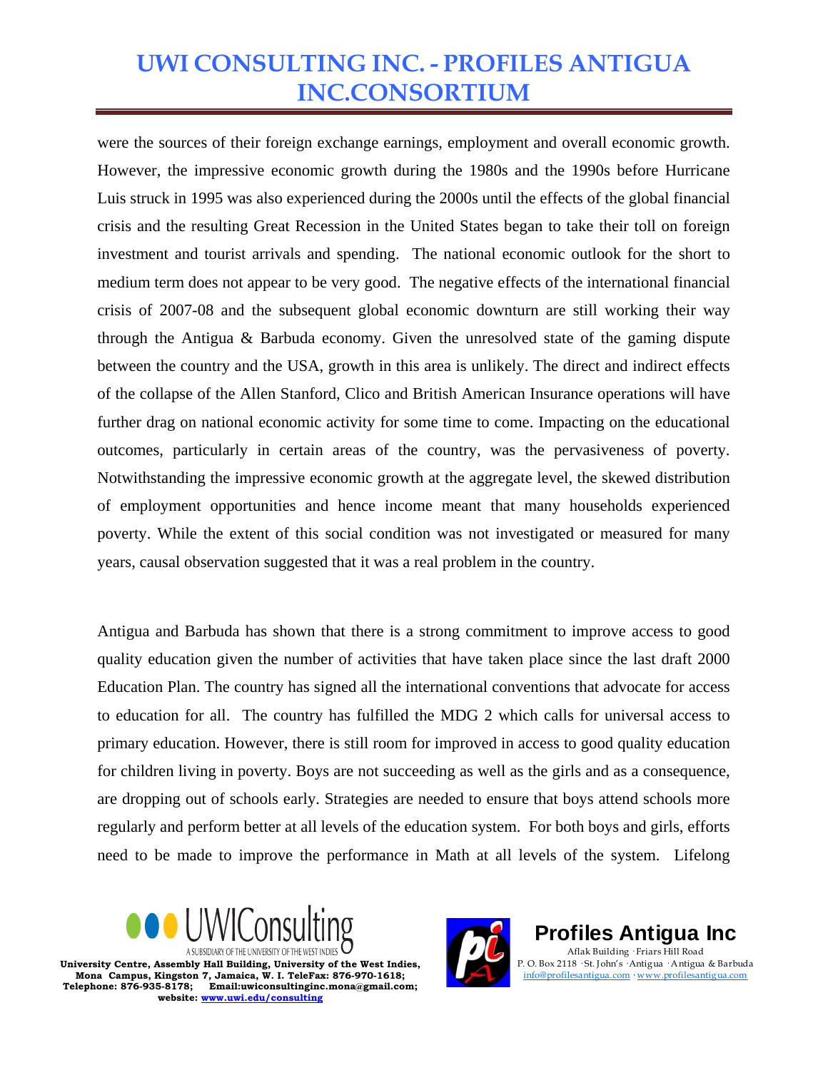were the sources of their foreign exchange earnings, employment and overall economic growth. However, the impressive economic growth during the 1980s and the 1990s before Hurricane Luis struck in 1995 was also experienced during the 2000s until the effects of the global financial crisis and the resulting Great Recession in the United States began to take their toll on foreign investment and tourist arrivals and spending. The national economic outlook for the short to medium term does not appear to be very good. The negative effects of the international financial crisis of 2007-08 and the subsequent global economic downturn are still working their way through the Antigua & Barbuda economy. Given the unresolved state of the gaming dispute between the country and the USA, growth in this area is unlikely. The direct and indirect effects of the collapse of the Allen Stanford, Clico and British American Insurance operations will have further drag on national economic activity for some time to come. Impacting on the educational outcomes, particularly in certain areas of the country, was the pervasiveness of poverty. Notwithstanding the impressive economic growth at the aggregate level, the skewed distribution of employment opportunities and hence income meant that many households experienced poverty. While the extent of this social condition was not investigated or measured for many years, causal observation suggested that it was a real problem in the country.

Antigua and Barbuda has shown that there is a strong commitment to improve access to good quality education given the number of activities that have taken place since the last draft 2000 Education Plan. The country has signed all the international conventions that advocate for access to education for all. The country has fulfilled the MDG 2 which calls for universal access to primary education. However, there is still room for improved in access to good quality education for children living in poverty. Boys are not succeeding as well as the girls and as a consequence, are dropping out of schools early. Strategies are needed to ensure that boys attend schools more regularly and perform better at all levels of the education system. For both boys and girls, efforts need to be made to improve the performance in Math at all levels of the system. Lifelong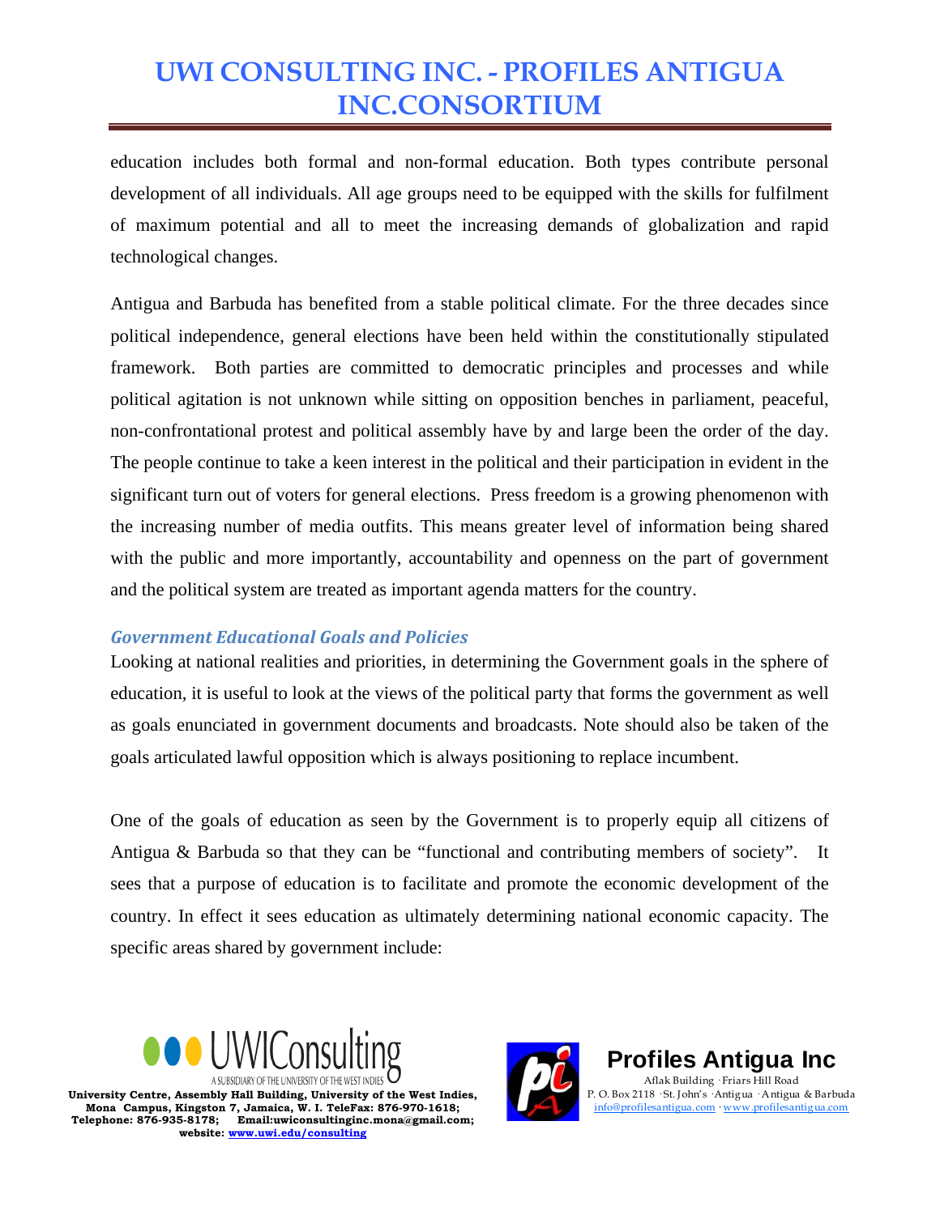education includes both formal and non-formal education. Both types contribute personal development of all individuals. All age groups need to be equipped with the skills for fulfilment of maximum potential and all to meet the increasing demands of globalization and rapid technological changes.

Antigua and Barbuda has benefited from a stable political climate. For the three decades since political independence, general elections have been held within the constitutionally stipulated framework. Both parties are committed to democratic principles and processes and while political agitation is not unknown while sitting on opposition benches in parliament, peaceful, non-confrontational protest and political assembly have by and large been the order of the day. The people continue to take a keen interest in the political and their participation in evident in the significant turn out of voters for general elections. Press freedom is a growing phenomenon with the increasing number of media outfits. This means greater level of information being shared with the public and more importantly, accountability and openness on the part of government and the political system are treated as important agenda matters for the country.

### *Government Educational Goals and Policies*

Looking at national realities and priorities, in determining the Government goals in the sphere of education, it is useful to look at the views of the political party that forms the government as well as goals enunciated in government documents and broadcasts. Note should also be taken of the goals articulated lawful opposition which is always positioning to replace incumbent.

One of the goals of education as seen by the Government is to properly equip all citizens of Antigua & Barbuda so that they can be "functional and contributing members of society". It sees that a purpose of education is to facilitate and promote the economic development of the country. In effect it sees education as ultimately determining national economic capacity. The specific areas shared by government include: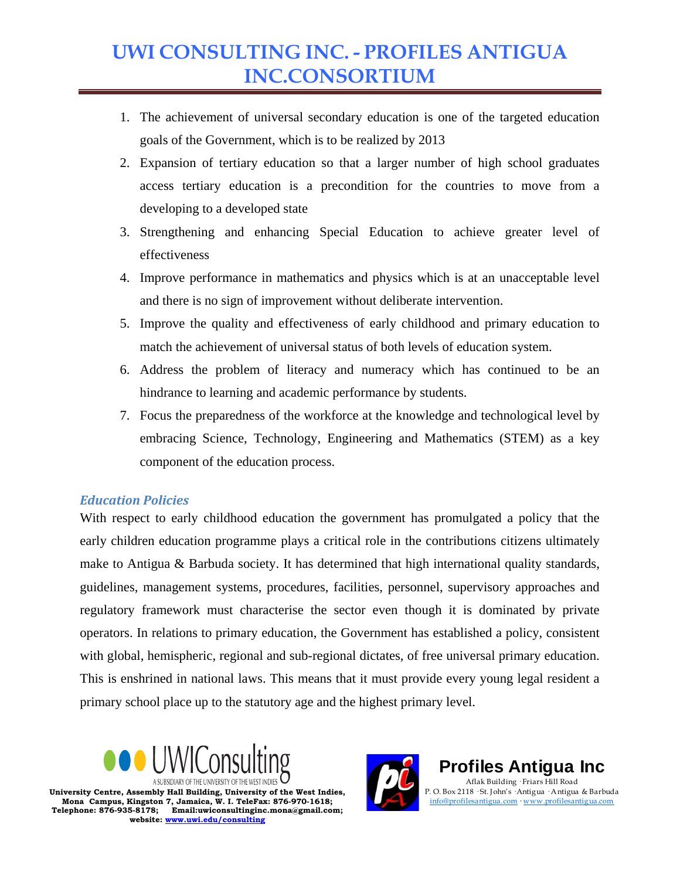1. The achievement of universal secondary education is one of the targeted education goals of the Government, which is to be realized by 2013
2. Expansion of tertiary education so that a larger number of high school graduates access tertiary education is a precondition for the countries to move from a developing to a developed state
3. Strengthening and enhancing Special Education to achieve greater level of effectiveness
4. Improve performance in mathematics and physics which is at an unacceptable level and there is no sign of improvement without deliberate intervention.
5. Improve the quality and effectiveness of early childhood and primary education to match the achievement of universal status of both levels of education system.
6. Address the problem of literacy and numeracy which has continued to be an hindrance to learning and academic performance by students.
7. Focus the preparedness of the workforce at the knowledge and technological level by embracing Science, Technology, Engineering and Mathematics (STEM) as a key component of the education process.

### *Education Policies*

With respect to early childhood education the government has promulgated a policy that the early children education programme plays a critical role in the contributions citizens ultimately make to Antigua & Barbuda society. It has determined that high international quality standards, guidelines, management systems, procedures, facilities, personnel, supervisory approaches and regulatory framework must characterise the sector even though it is dominated by private operators. In relations to primary education, the Government has established a policy, consistent with global, hemispheric, regional and sub-regional dictates, of free universal primary education. This is enshrined in national laws. This means that it must provide every young legal resident a primary school place up to the statutory age and the highest primary level.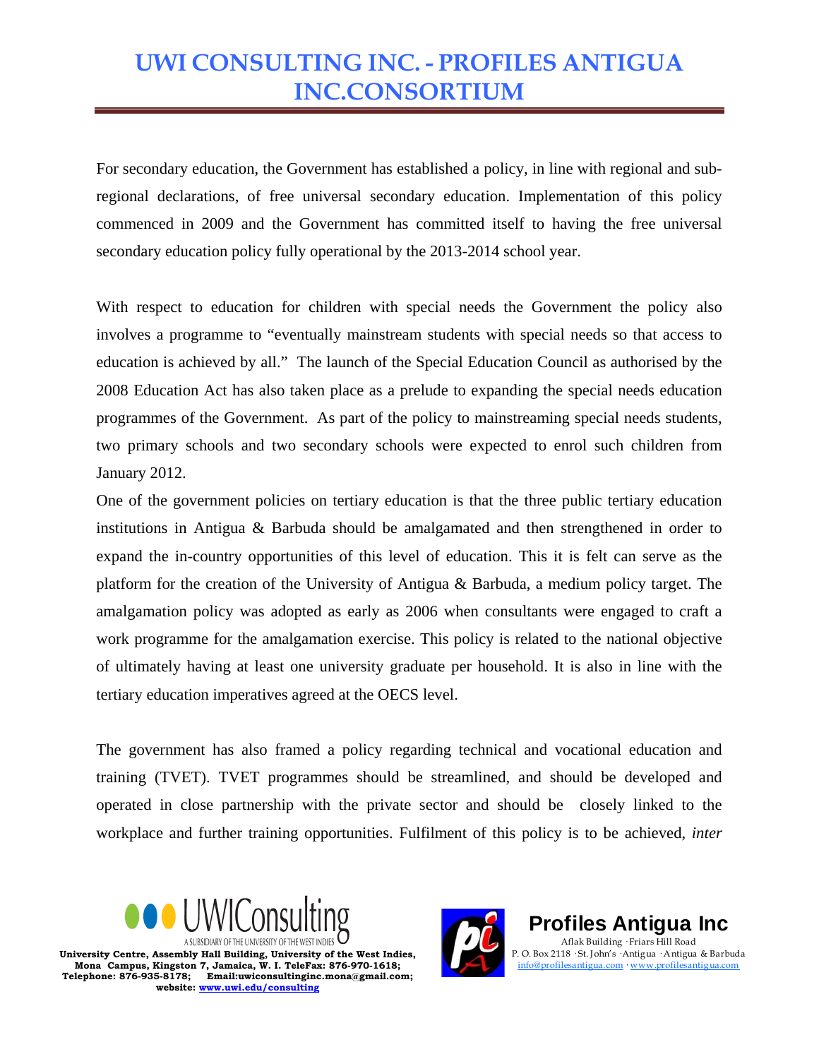For secondary education, the Government has established a policy, in line with regional and sub-regional declarations, of free universal secondary education. Implementation of this policy commenced in 2009 and the Government has committed itself to having the free universal secondary education policy fully operational by the 2013-2014 school year.

With respect to education for children with special needs the Government the policy also involves a programme to "eventually mainstream students with special needs so that access to education is achieved by all." The launch of the Special Education Council as authorised by the 2008 Education Act has also taken place as a prelude to expanding the special needs education programmes of the Government. As part of the policy to mainstreaming special needs students, two primary schools and two secondary schools were expected to enrol such children from January 2012.

One of the government policies on tertiary education is that the three public tertiary education institutions in Antigua & Barbuda should be amalgamated and then strengthened in order to expand the in-country opportunities of this level of education. This it is felt can serve as the platform for the creation of the University of Antigua & Barbuda, a medium policy target. The amalgamation policy was adopted as early as 2006 when consultants were engaged to craft a work programme for the amalgamation exercise. This policy is related to the national objective of ultimately having at least one university graduate per household. It is also in line with the tertiary education imperatives agreed at the OECS level.

The government has also framed a policy regarding technical and vocational education and training (TVET). TVET programmes should be streamlined, and should be developed and operated in close partnership with the private sector and should be closely linked to the workplace and further training opportunities. Fulfilment of this policy is to be achieved, *inter*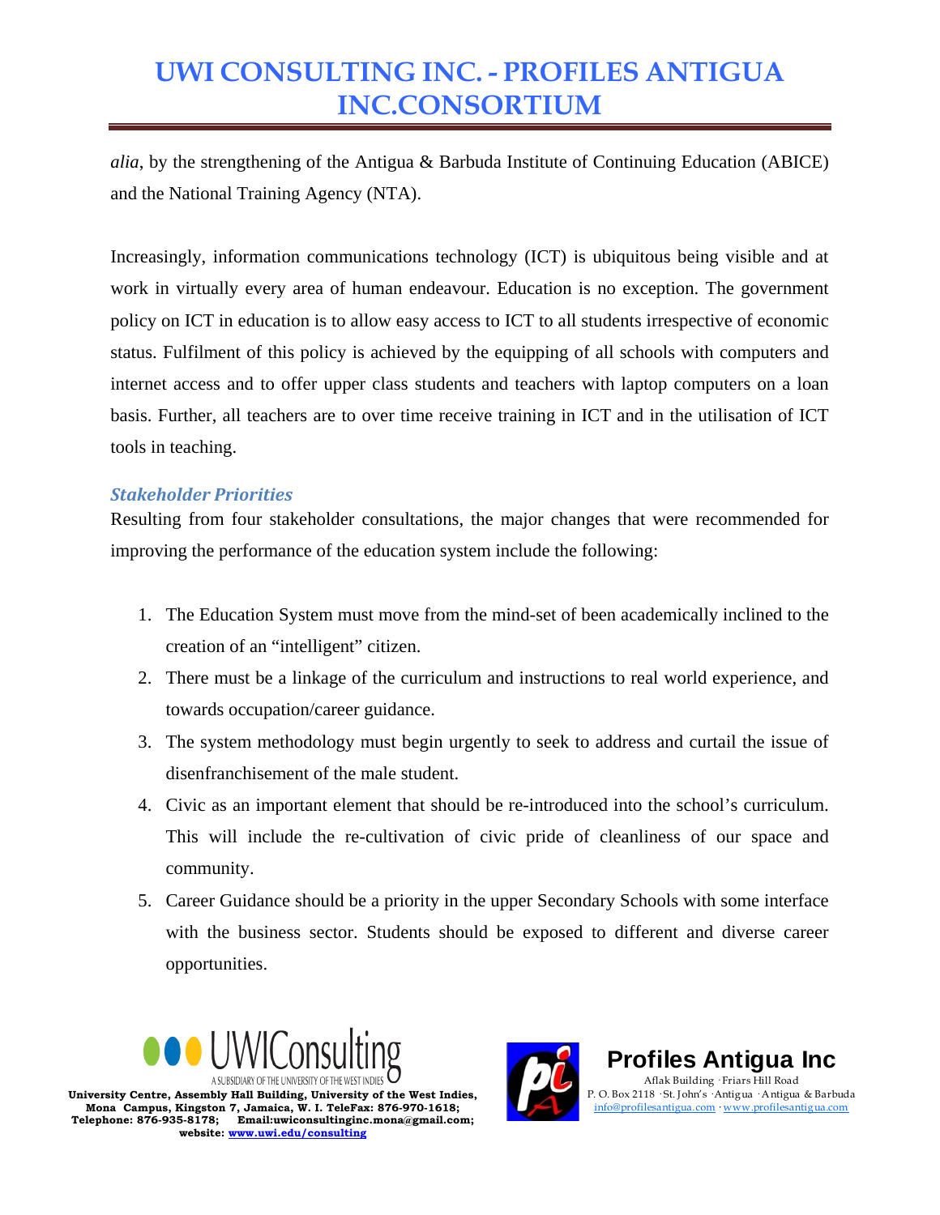*alia*, by the strengthening of the Antigua & Barbuda Institute of Continuing Education (ABICE) and the National Training Agency (NTA).

Increasingly, information communications technology (ICT) is ubiquitous being visible and at work in virtually every area of human endeavour. Education is no exception. The government policy on ICT in education is to allow easy access to ICT to all students irrespective of economic status. Fulfilment of this policy is achieved by the equipping of all schools with computers and internet access and to offer upper class students and teachers with laptop computers on a loan basis. Further, all teachers are to over time receive training in ICT and in the utilisation of ICT tools in teaching.

### *Stakeholder Priorities*

Resulting from four stakeholder consultations, the major changes that were recommended for improving the performance of the education system include the following:

1. The Education System must move from the mind-set of been academically inclined to the creation of an "intelligent" citizen.
2. There must be a linkage of the curriculum and instructions to real world experience, and towards occupation/career guidance.
3. The system methodology must begin urgently to seek to address and curtail the issue of disenfranchisement of the male student.
4. Civic as an important element that should be re-introduced into the school's curriculum. This will include the re-cultivation of civic pride of cleanliness of our space and community.
5. Career Guidance should be a priority in the upper Secondary Schools with some interface with the business sector. Students should be exposed to different and diverse career opportunities.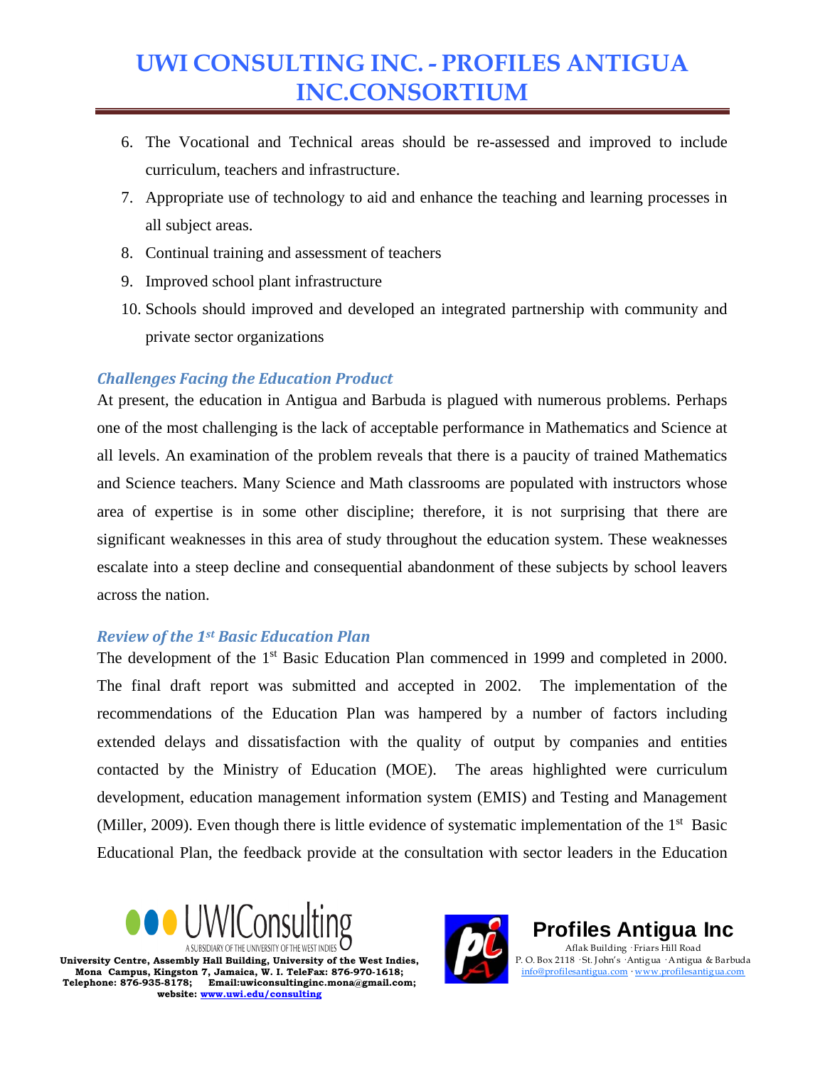6. The Vocational and Technical areas should be re-assessed and improved to include curriculum, teachers and infrastructure.
7. Appropriate use of technology to aid and enhance the teaching and learning processes in all subject areas.
8. Continual training and assessment of teachers
9. Improved school plant infrastructure
10. Schools should improved and developed an integrated partnership with community and private sector organizations

### *Challenges Facing the Education Product*

At present, the education in Antigua and Barbuda is plagued with numerous problems. Perhaps one of the most challenging is the lack of acceptable performance in Mathematics and Science at all levels. An examination of the problem reveals that there is a paucity of trained Mathematics and Science teachers. Many Science and Math classrooms are populated with instructors whose area of expertise is in some other discipline; therefore, it is not surprising that there are significant weaknesses in this area of study throughout the education system. These weaknesses escalate into a steep decline and consequential abandonment of these subjects by school leavers across the nation.

### *Review of the 1st Basic Education Plan*

The development of the 1st Basic Education Plan commenced in 1999 and completed in 2000. The final draft report was submitted and accepted in 2002. The implementation of the recommendations of the Education Plan was hampered by a number of factors including extended delays and dissatisfaction with the quality of output by companies and entities contacted by the Ministry of Education (MOE). The areas highlighted were curriculum development, education management information system (EMIS) and Testing and Management (Miller, 2009). Even though there is little evidence of systematic implementation of the 1st Basic Educational Plan, the feedback provide at the consultation with sector leaders in the Education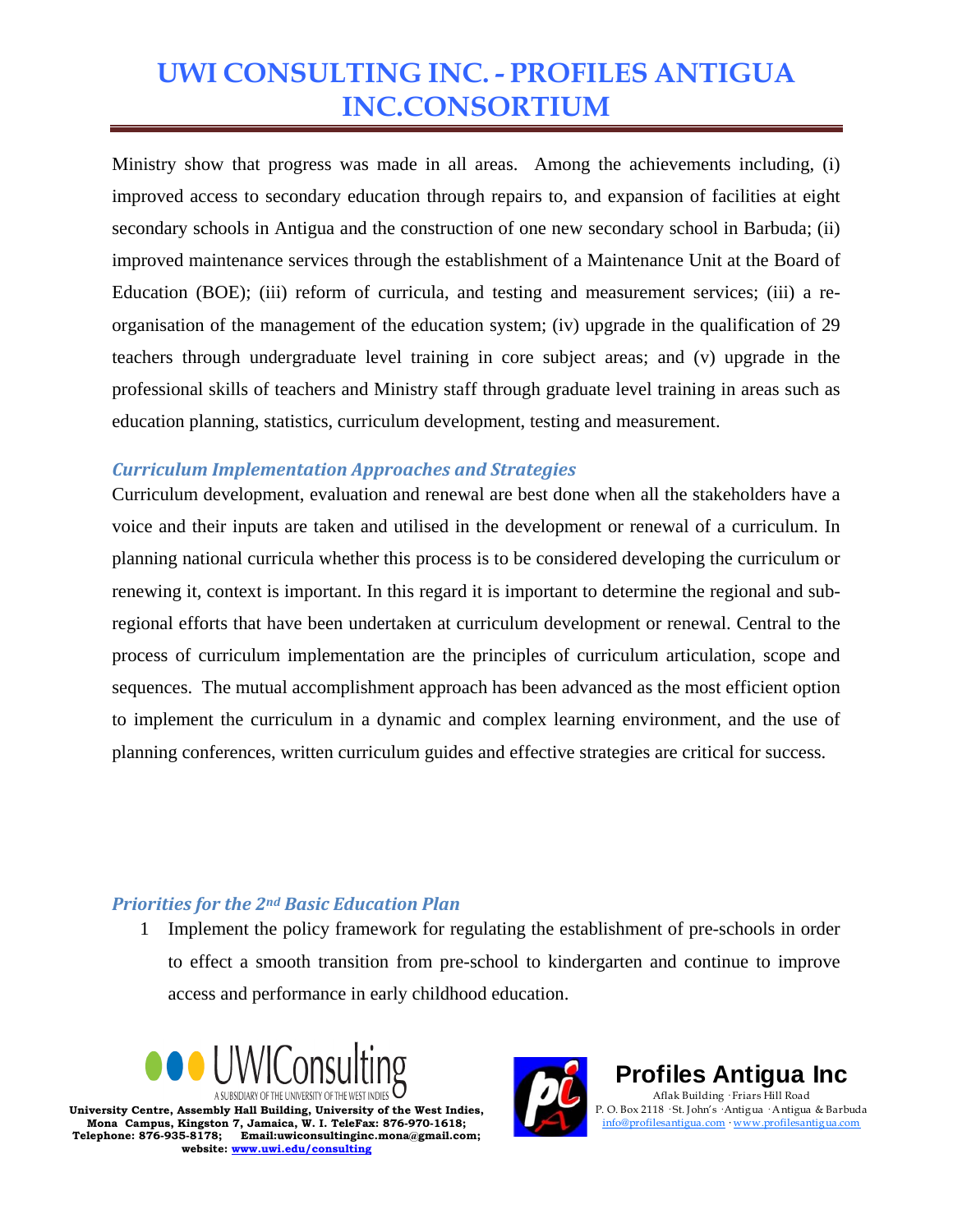Ministry show that progress was made in all areas. Among the achievements including, (i) improved access to secondary education through repairs to, and expansion of facilities at eight secondary schools in Antigua and the construction of one new secondary school in Barbuda; (ii) improved maintenance services through the establishment of a Maintenance Unit at the Board of Education (BOE); (iii) reform of curricula, and testing and measurement services; (iii) a re-organisation of the management of the education system; (iv) upgrade in the qualification of 29 teachers through undergraduate level training in core subject areas; and (v) upgrade in the professional skills of teachers and Ministry staff through graduate level training in areas such as education planning, statistics, curriculum development, testing and measurement.

### *Curriculum Implementation Approaches and Strategies*

Curriculum development, evaluation and renewal are best done when all the stakeholders have a voice and their inputs are taken and utilised in the development or renewal of a curriculum. In planning national curricula whether this process is to be considered developing the curriculum or renewing it, context is important. In this regard it is important to determine the regional and sub-regional efforts that have been undertaken at curriculum development or renewal. Central to the process of curriculum implementation are the principles of curriculum articulation, scope and sequences. The mutual accomplishment approach has been advanced as the most efficient option to implement the curriculum in a dynamic and complex learning environment, and the use of planning conferences, written curriculum guides and effective strategies are critical for success.

### *Priorities for the 2nd Basic Education Plan*

1. Implement the policy framework for regulating the establishment of pre-schools in order to effect a smooth transition from pre-school to kindergarten and continue to improve access and performance in early childhood education.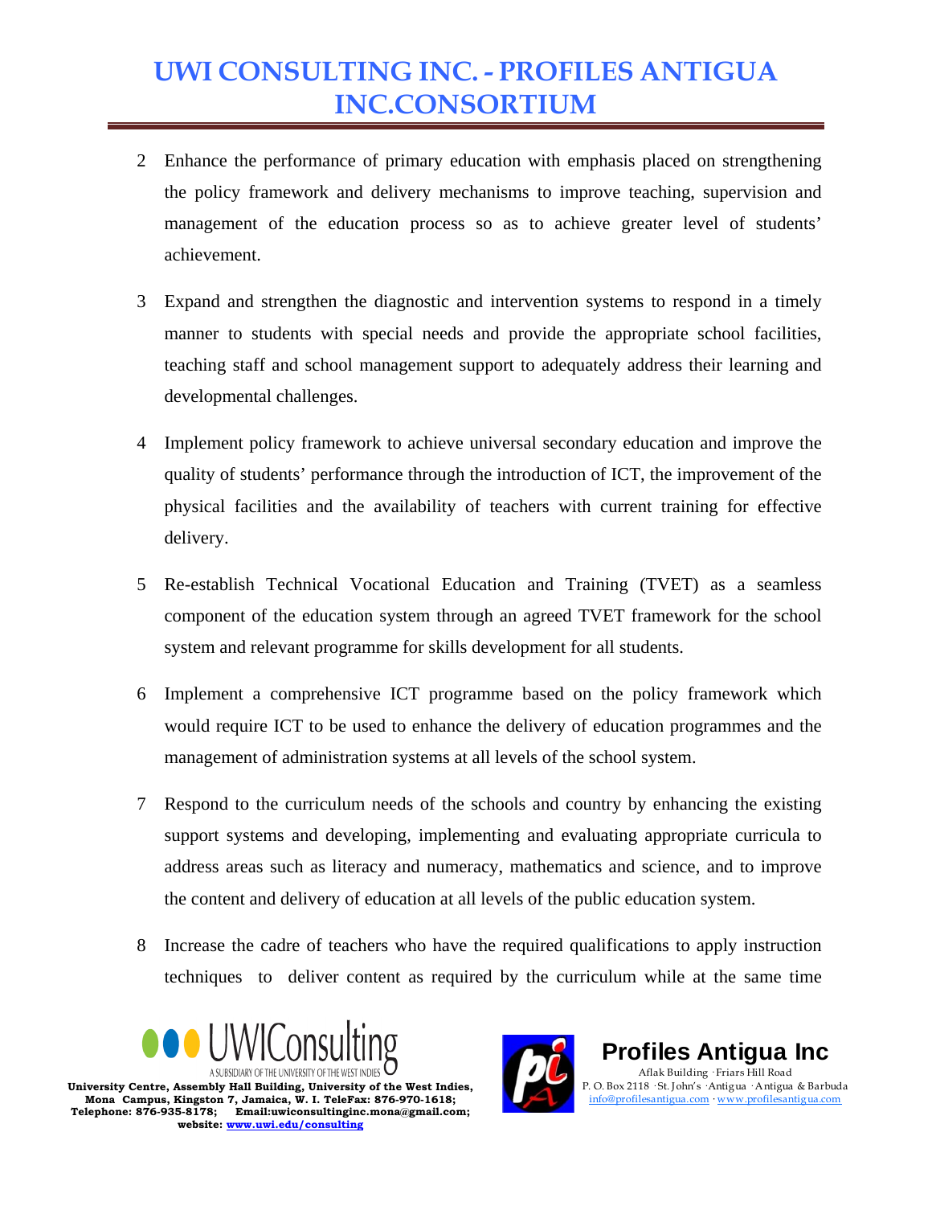2. Enhance the performance of primary education with emphasis placed on strengthening the policy framework and delivery mechanisms to improve teaching, supervision and management of the education process so as to achieve greater level of students' achievement.

3. Expand and strengthen the diagnostic and intervention systems to respond in a timely manner to students with special needs and provide the appropriate school facilities, teaching staff and school management support to adequately address their learning and developmental challenges.

4. Implement policy framework to achieve universal secondary education and improve the quality of students' performance through the introduction of ICT, the improvement of the physical facilities and the availability of teachers with current training for effective delivery.

5. Re-establish Technical Vocational Education and Training (TVET) as a seamless component of the education system through an agreed TVET framework for the school system and relevant programme for skills development for all students.

6. Implement a comprehensive ICT programme based on the policy framework which would require ICT to be used to enhance the delivery of education programmes and the management of administration systems at all levels of the school system.

7. Respond to the curriculum needs of the schools and country by enhancing the existing support systems and developing, implementing and evaluating appropriate curricula to address areas such as literacy and numeracy, mathematics and science, and to improve the content and delivery of education at all levels of the public education system.

8. Increase the cadre of teachers who have the required qualifications to apply instruction techniques to deliver content as required by the curriculum while at the same time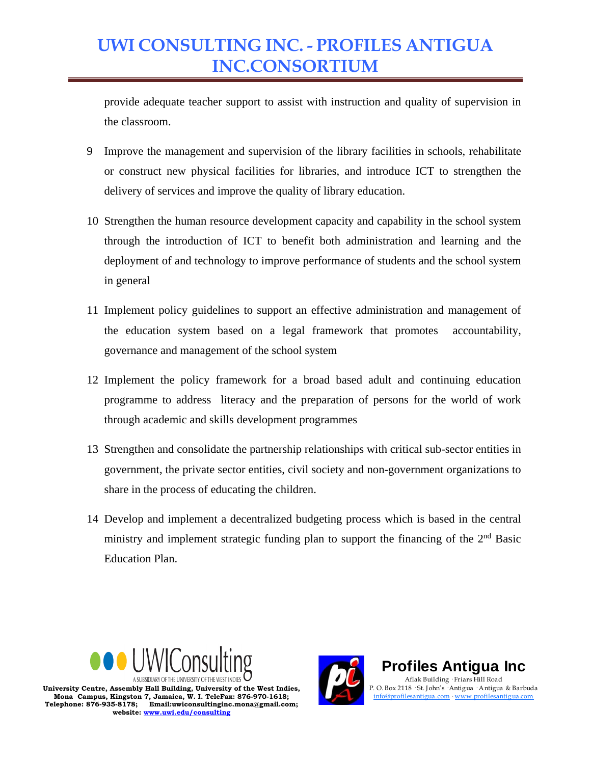provide adequate teacher support to assist with instruction and quality of supervision in the classroom.

9 Improve the management and supervision of the library facilities in schools, rehabilitate or construct new physical facilities for libraries, and introduce ICT to strengthen the delivery of services and improve the quality of library education.

10 Strengthen the human resource development capacity and capability in the school system through the introduction of ICT to benefit both administration and learning and the deployment of and technology to improve performance of students and the school system in general

11 Implement policy guidelines to support an effective administration and management of the education system based on a legal framework that promotes accountability, governance and management of the school system

12 Implement the policy framework for a broad based adult and continuing education programme to address literacy and the preparation of persons for the world of work through academic and skills development programmes

13 Strengthen and consolidate the partnership relationships with critical sub-sector entities in government, the private sector entities, civil society and non-government organizations to share in the process of educating the children.

14 Develop and implement a decentralized budgeting process which is based in the central ministry and implement strategic funding plan to support the financing of the 2nd Basic Education Plan.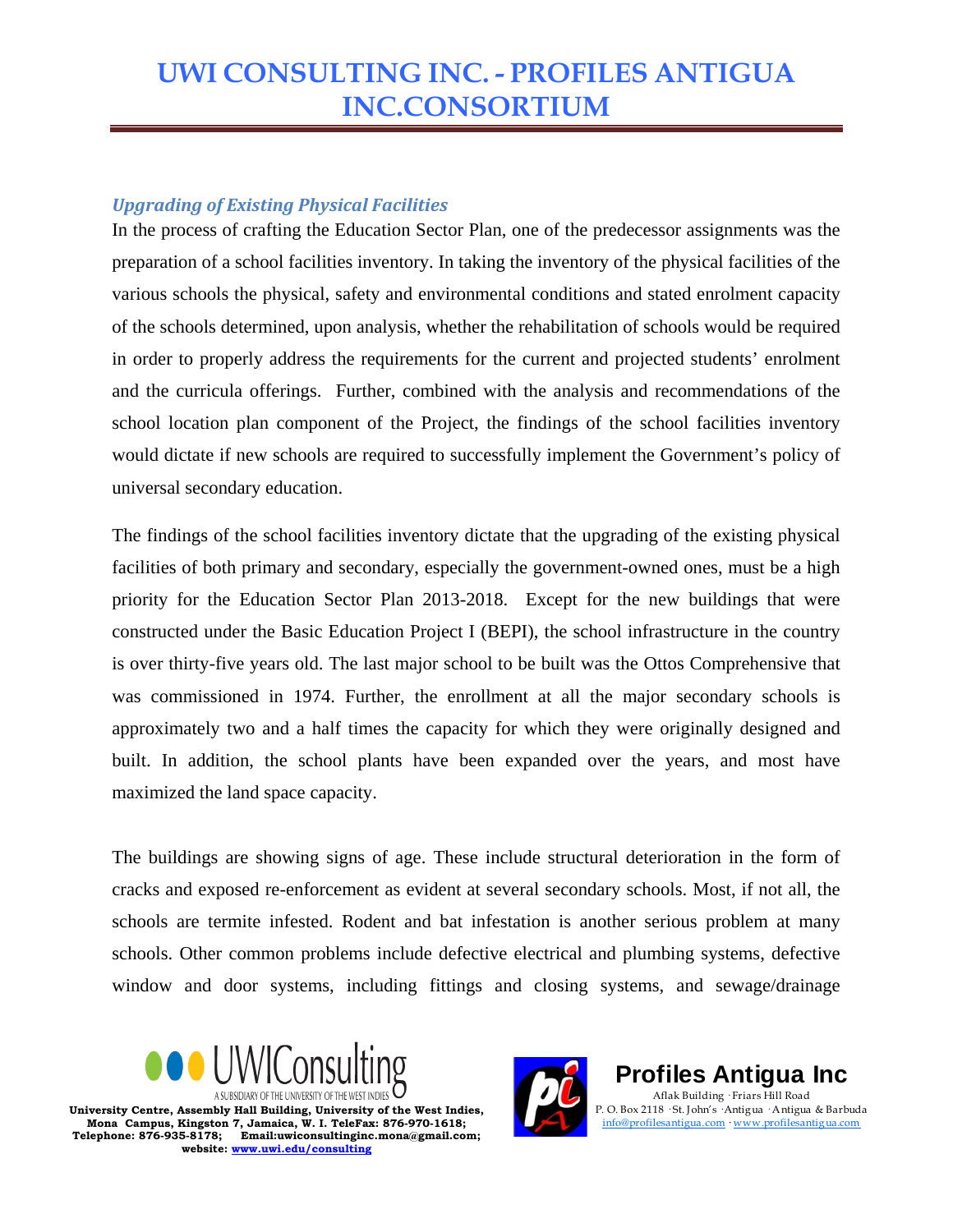### *Upgrading of Existing Physical Facilities*

In the process of crafting the Education Sector Plan, one of the predecessor assignments was the preparation of a school facilities inventory. In taking the inventory of the physical facilities of the various schools the physical, safety and environmental conditions and stated enrolment capacity of the schools determined, upon analysis, whether the rehabilitation of schools would be required in order to properly address the requirements for the current and projected students' enrolment and the curricula offerings. Further, combined with the analysis and recommendations of the school location plan component of the Project, the findings of the school facilities inventory would dictate if new schools are required to successfully implement the Government's policy of universal secondary education.

The findings of the school facilities inventory dictate that the upgrading of the existing physical facilities of both primary and secondary, especially the government-owned ones, must be a high priority for the Education Sector Plan 2013-2018. Except for the new buildings that were constructed under the Basic Education Project I (BEPI), the school infrastructure in the country is over thirty-five years old. The last major school to be built was the Ottos Comprehensive that was commissioned in 1974. Further, the enrollment at all the major secondary schools is approximately two and a half times the capacity for which they were originally designed and built. In addition, the school plants have been expanded over the years, and most have maximized the land space capacity.

The buildings are showing signs of age. These include structural deterioration in the form of cracks and exposed re-enforcement as evident at several secondary schools. Most, if not all, the schools are termite infested. Rodent and bat infestation is another serious problem at many schools. Other common problems include defective electrical and plumbing systems, defective window and door systems, including fittings and closing systems, and sewage/drainage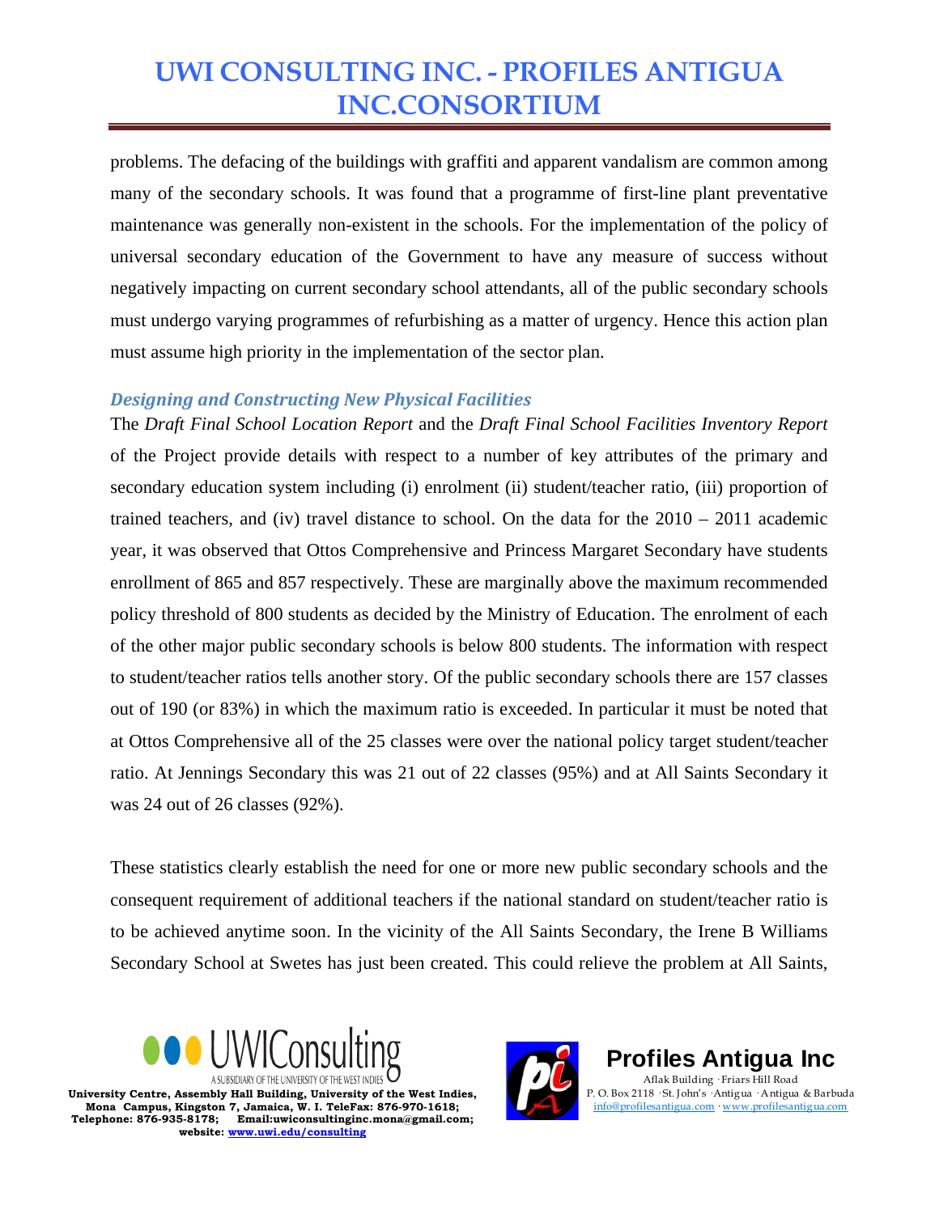problems. The defacing of the buildings with graffiti and apparent vandalism are common among many of the secondary schools. It was found that a programme of first-line plant preventative maintenance was generally non-existent in the schools. For the implementation of the policy of universal secondary education of the Government to have any measure of success without negatively impacting on current secondary school attendants, all of the public secondary schools must undergo varying programmes of refurbishing as a matter of urgency. Hence this action plan must assume high priority in the implementation of the sector plan.

### *Designing and Constructing New Physical Facilities*

The *Draft Final School Location Report* and the *Draft Final School Facilities Inventory Report* of the Project provide details with respect to a number of key attributes of the primary and secondary education system including (i) enrolment (ii) student/teacher ratio, (iii) proportion of trained teachers, and (iv) travel distance to school. On the data for the 2010 – 2011 academic year, it was observed that Ottos Comprehensive and Princess Margaret Secondary have students enrollment of 865 and 857 respectively. These are marginally above the maximum recommended policy threshold of 800 students as decided by the Ministry of Education. The enrolment of each of the other major public secondary schools is below 800 students. The information with respect to student/teacher ratios tells another story. Of the public secondary schools there are 157 classes out of 190 (or 83%) in which the maximum ratio is exceeded. In particular it must be noted that at Ottos Comprehensive all of the 25 classes were over the national policy target student/teacher ratio. At Jennings Secondary this was 21 out of 22 classes (95%) and at All Saints Secondary it was 24 out of 26 classes (92%).

These statistics clearly establish the need for one or more new public secondary schools and the consequent requirement of additional teachers if the national standard on student/teacher ratio is to be achieved anytime soon. In the vicinity of the All Saints Secondary, the Irene B Williams Secondary School at Swetes has just been created. This could relieve the problem at All Saints,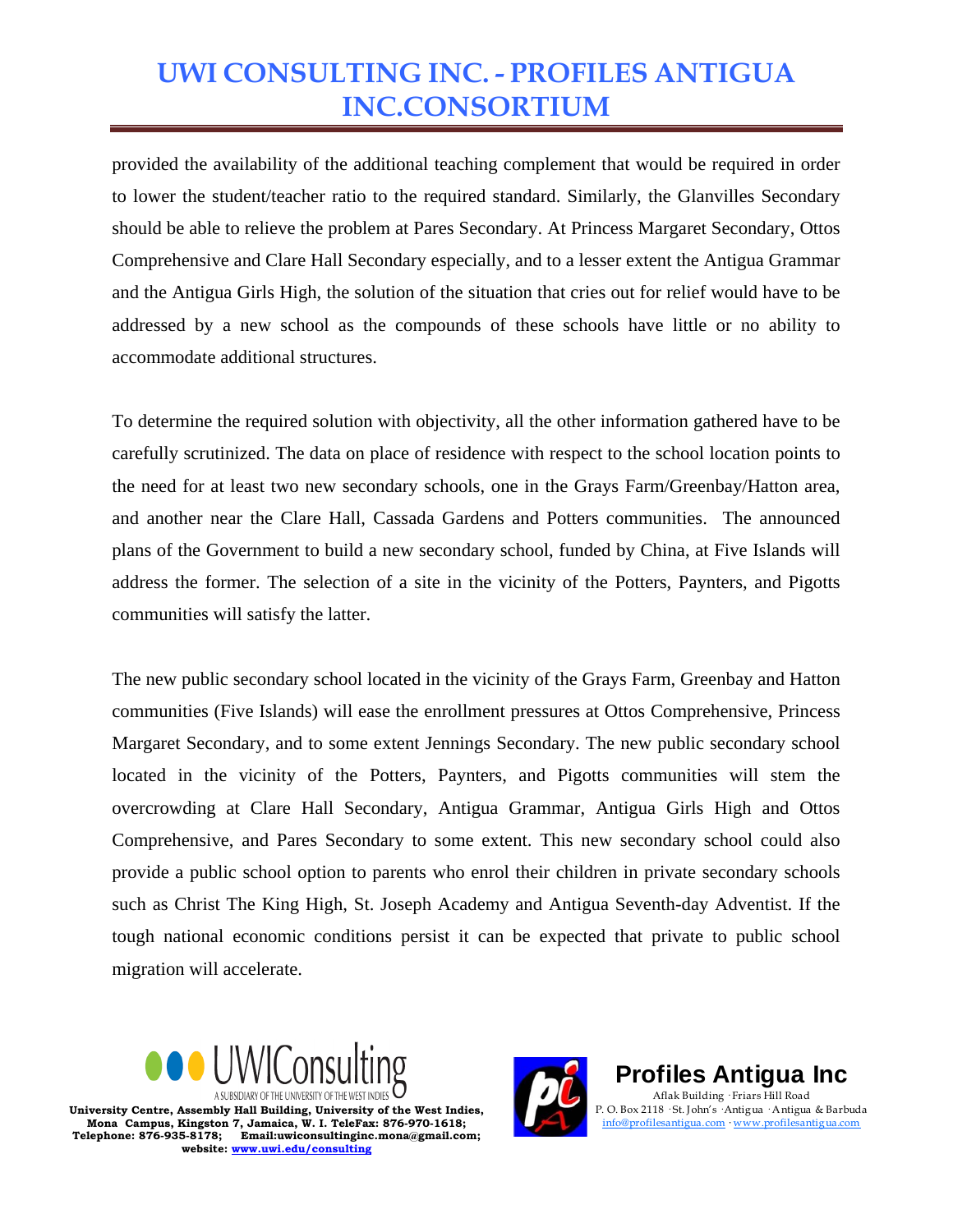provided the availability of the additional teaching complement that would be required in order to lower the student/teacher ratio to the required standard. Similarly, the Glanvilles Secondary should be able to relieve the problem at Pares Secondary. At Princess Margaret Secondary, Ottos Comprehensive and Clare Hall Secondary especially, and to a lesser extent the Antigua Grammar and the Antigua Girls High, the solution of the situation that cries out for relief would have to be addressed by a new school as the compounds of these schools have little or no ability to accommodate additional structures.

To determine the required solution with objectivity, all the other information gathered have to be carefully scrutinized. The data on place of residence with respect to the school location points to the need for at least two new secondary schools, one in the Grays Farm/Greenbay/Hatton area, and another near the Clare Hall, Cassada Gardens and Potters communities. The announced plans of the Government to build a new secondary school, funded by China, at Five Islands will address the former. The selection of a site in the vicinity of the Potters, Paynters, and Pigotts communities will satisfy the latter.

The new public secondary school located in the vicinity of the Grays Farm, Greenbay and Hatton communities (Five Islands) will ease the enrollment pressures at Ottos Comprehensive, Princess Margaret Secondary, and to some extent Jennings Secondary. The new public secondary school located in the vicinity of the Potters, Paynters, and Pigotts communities will stem the overcrowding at Clare Hall Secondary, Antigua Grammar, Antigua Girls High and Ottos Comprehensive, and Pares Secondary to some extent. This new secondary school could also provide a public school option to parents who enrol their children in private secondary schools such as Christ The King High, St. Joseph Academy and Antigua Seventh-day Adventist. If the tough national economic conditions persist it can be expected that private to public school migration will accelerate.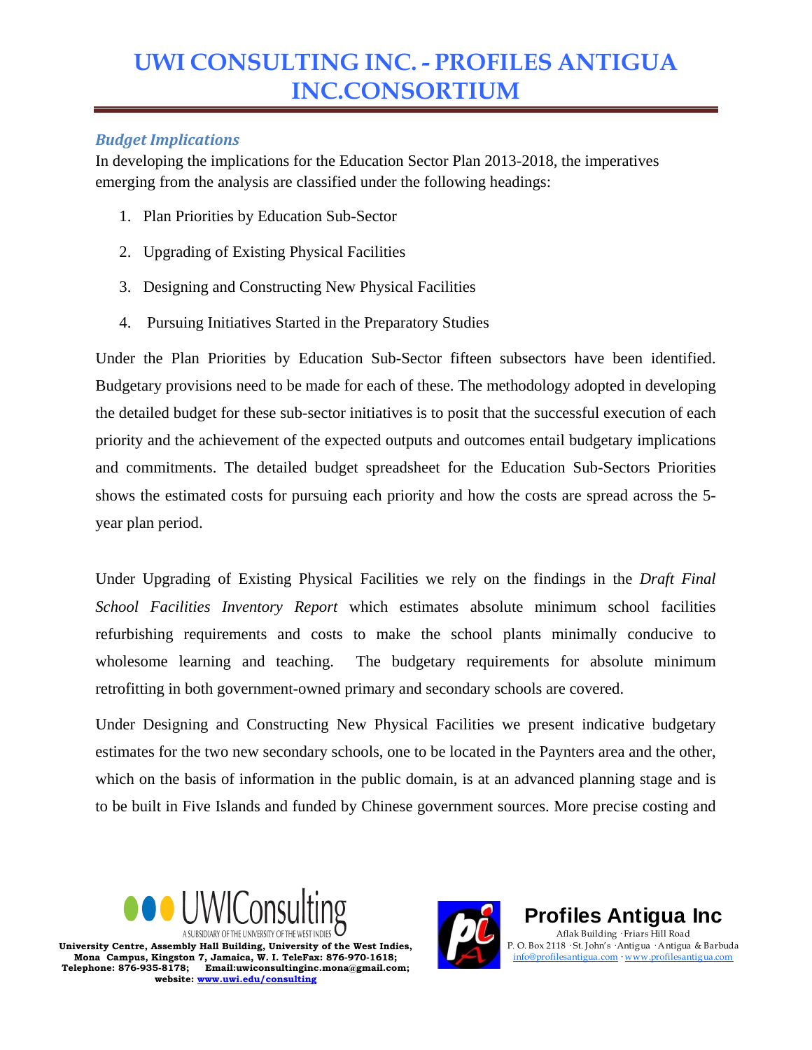### *Budget Implications*

In developing the implications for the Education Sector Plan 2013-2018, the imperatives emerging from the analysis are classified under the following headings:

1. Plan Priorities by Education Sub-Sector
2. Upgrading of Existing Physical Facilities
3. Designing and Constructing New Physical Facilities
4. Pursuing Initiatives Started in the Preparatory Studies

Under the Plan Priorities by Education Sub-Sector fifteen subsectors have been identified. Budgetary provisions need to be made for each of these. The methodology adopted in developing the detailed budget for these sub-sector initiatives is to posit that the successful execution of each priority and the achievement of the expected outputs and outcomes entail budgetary implications and commitments. The detailed budget spreadsheet for the Education Sub-Sectors Priorities shows the estimated costs for pursuing each priority and how the costs are spread across the 5-year plan period.

Under Upgrading of Existing Physical Facilities we rely on the findings in the *Draft Final School Facilities Inventory Report* which estimates absolute minimum school facilities refurbishing requirements and costs to make the school plants minimally conducive to wholesome learning and teaching. The budgetary requirements for absolute minimum retrofitting in both government-owned primary and secondary schools are covered.

Under Designing and Constructing New Physical Facilities we present indicative budgetary estimates for the two new secondary schools, one to be located in the Paynters area and the other, which on the basis of information in the public domain, is at an advanced planning stage and is to be built in Five Islands and funded by Chinese government sources. More precise costing and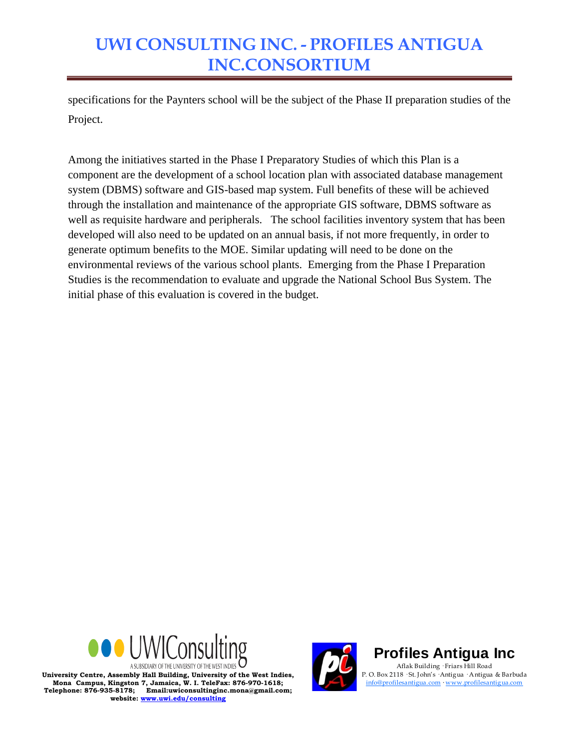specifications for the Paynters school will be the subject of the Phase II preparation studies of the Project.

Among the initiatives started in the Phase I Preparatory Studies of which this Plan is a component are the development of a school location plan with associated database management system (DBMS) software and GIS-based map system. Full benefits of these will be achieved through the installation and maintenance of the appropriate GIS software, DBMS software as well as requisite hardware and peripherals. The school facilities inventory system that has been developed will also need to be updated on an annual basis, if not more frequently, in order to generate optimum benefits to the MOE. Similar updating will need to be done on the environmental reviews of the various school plants. Emerging from the Phase I Preparation Studies is the recommendation to evaluate and upgrade the National School Bus System. The initial phase of this evaluation is covered in the budget.